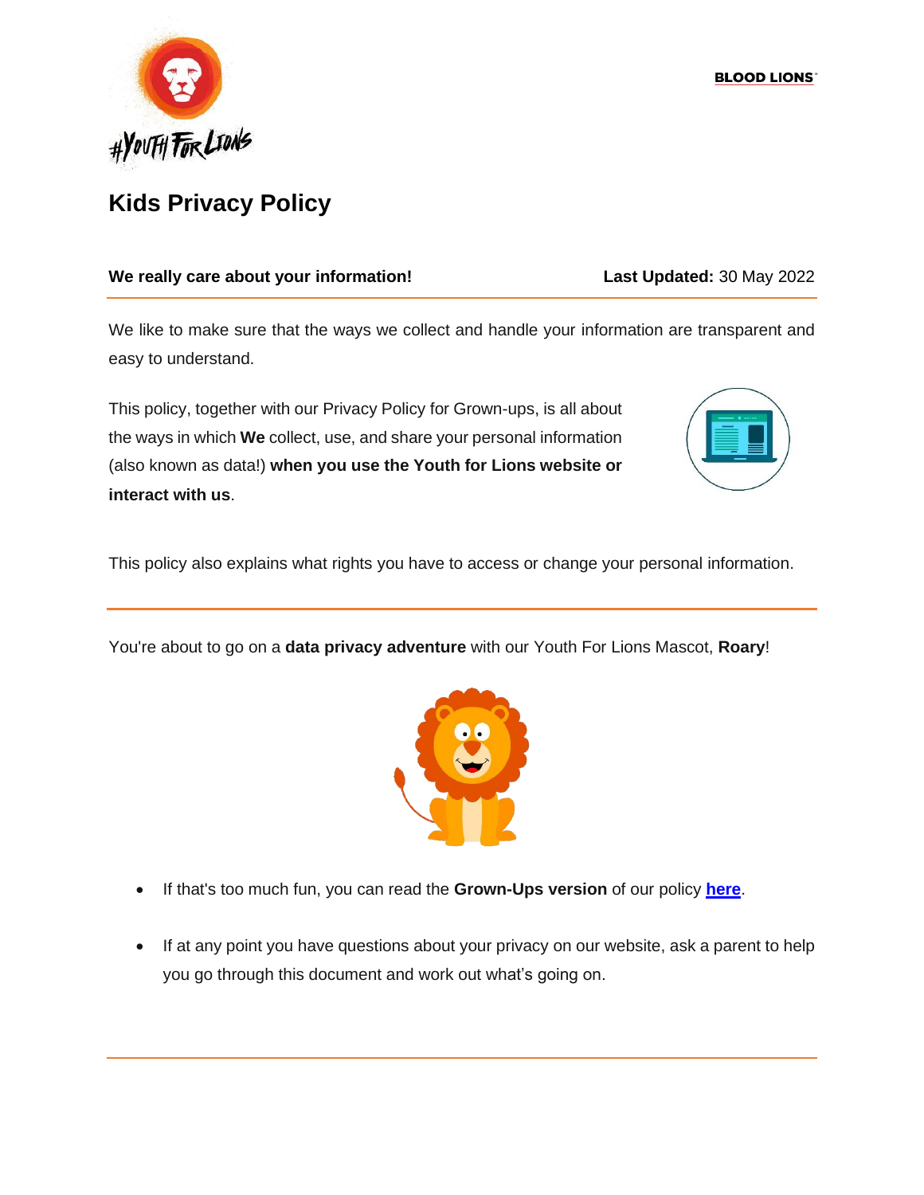# Kids Privacy Policy

**We really care about your information!** **Last Updated:** 30 May 2022

We like to make sure that the ways we collect and handle your information are transparent and easy to understand.

This policy, together with our Privacy Policy for Grown-ups, is all about the ways in which **We** collect, use, and share your personal information (also known as data!) **when you use the Youth for Lions website or interact with us**.

This policy also explains what rights you have to access or change your personal information.

---

You're about to go on a **data privacy adventure** with our Youth For Lions Mascot, **Roary**!

- If that's too much fun, you can read the **Grown-Ups version** of our policy **here**.
- If at any point you have questions about your privacy on our website, ask a parent to help you go through this document and work out what's going on.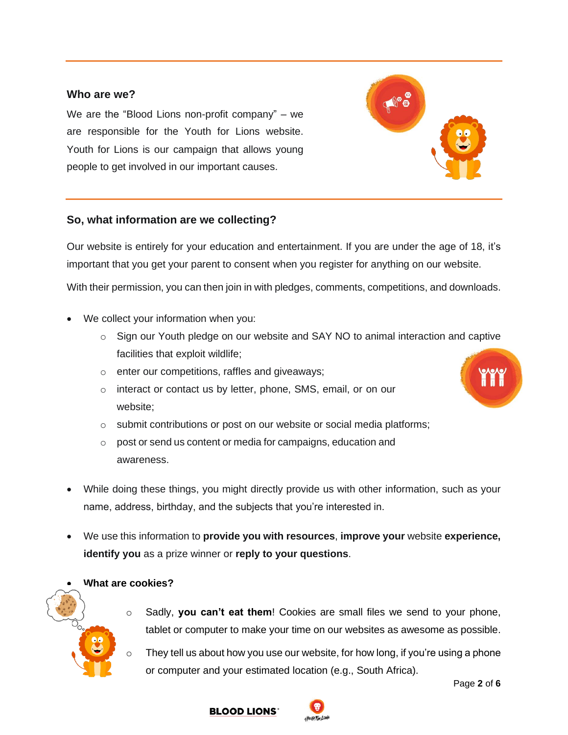## Who are we?

We are the "Blood Lions non-profit company" – we are responsible for the Youth for Lions website. Youth for Lions is our campaign that allows young people to get involved in our important causes.

## So, what information are we collecting?

Our website is entirely for your education and entertainment. If you are under the age of 18, it's important that you get your parent to consent when you register for anything on our website.

With their permission, you can then join in with pledges, comments, competitions, and downloads.

- We collect your information when you:
  - Sign our Youth pledge on our website and SAY NO to animal interaction and captive facilities that exploit wildlife;
  - enter our competitions, raffles and giveaways;
  - interact or contact us by letter, phone, SMS, email, or on our website;
  - submit contributions or post on our website or social media platforms;
  - post or send us content or media for campaigns, education and awareness.
- While doing these things, you might directly provide us with other information, such as your name, address, birthday, and the subjects that you're interested in.
- We use this information to **provide you with resources**, **improve your** website **experience, identify you** as a prize winner or **reply to your questions**.
- **What are cookies?**
  - Sadly, **you can't eat them**! Cookies are small files we send to your phone, tablet or computer to make your time on our websites as awesome as possible.
  - They tell us about how you use our website, for how long, if you're using a phone or computer and your estimated location (e.g., South Africa).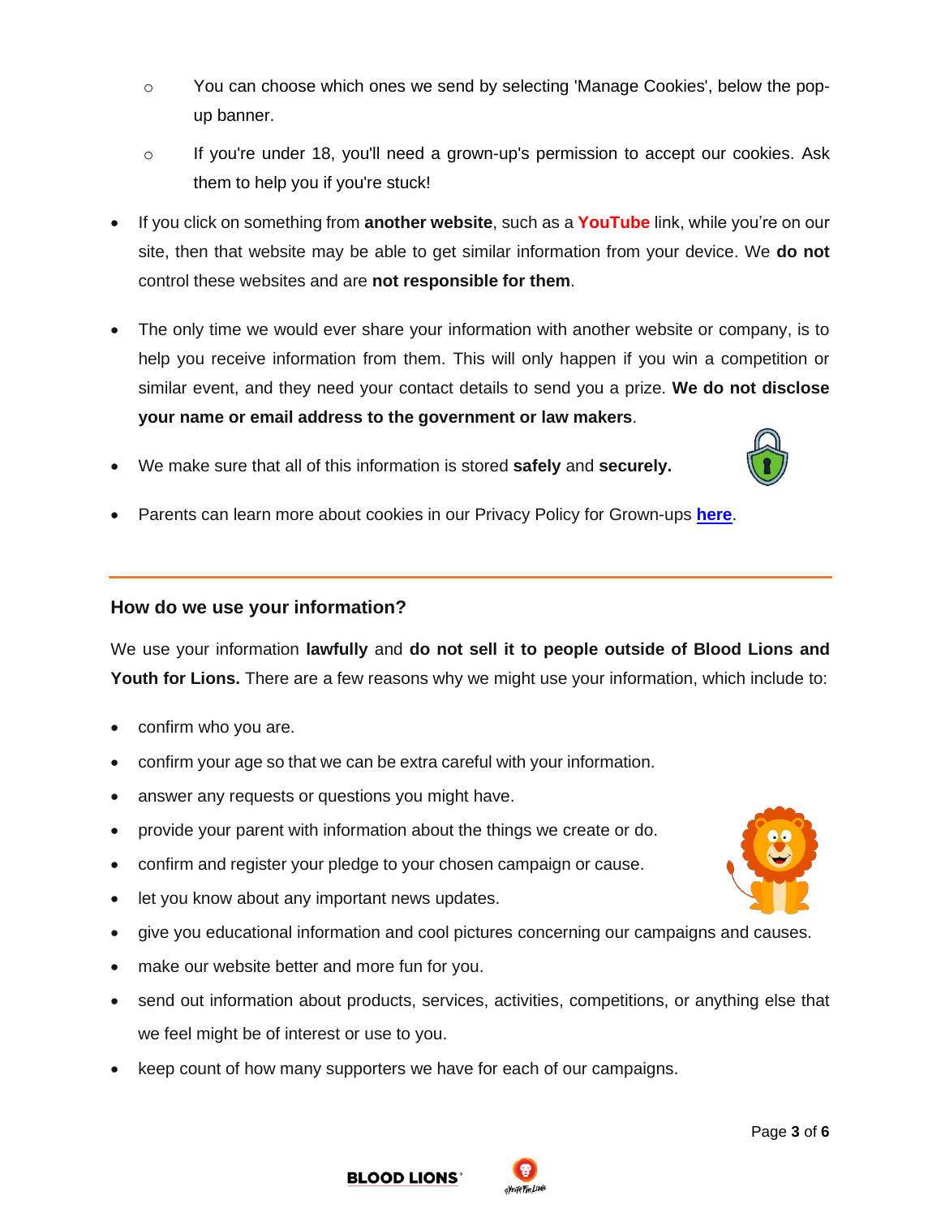- You can choose which ones we send by selecting 'Manage Cookies', below the pop-up banner.
  - If you're under 18, you'll need a grown-up's permission to accept our cookies. Ask them to help you if you're stuck!

- If you click on something from **another website**, such as a **YouTube** link, while you're on our site, then that website may be able to get similar information from your device. We **do not** control these websites and are **not responsible for them**.

- The only time we would ever share your information with another website or company, is to help you receive information from them. This will only happen if you win a competition or similar event, and they need your contact details to send you a prize. **We do not disclose your name or email address to the government or law makers**.

- We make sure that all of this information is stored **safely** and **securely.**

- Parents can learn more about cookies in our Privacy Policy for Grown-ups **here**.

---

### How do we use your information?

We use your information **lawfully** and **do not sell it to people outside of Blood Lions and Youth for Lions.** There are a few reasons why we might use your information, which include to:

- confirm who you are.
- confirm your age so that we can be extra careful with your information.
- answer any requests or questions you might have.
- provide your parent with information about the things we create or do.
- confirm and register your pledge to your chosen campaign or cause.
- let you know about any important news updates.
- give you educational information and cool pictures concerning our campaigns and causes.
- make our website better and more fun for you.
- send out information about products, services, activities, competitions, or anything else that we feel might be of interest or use to you.
- keep count of how many supporters we have for each of our campaigns.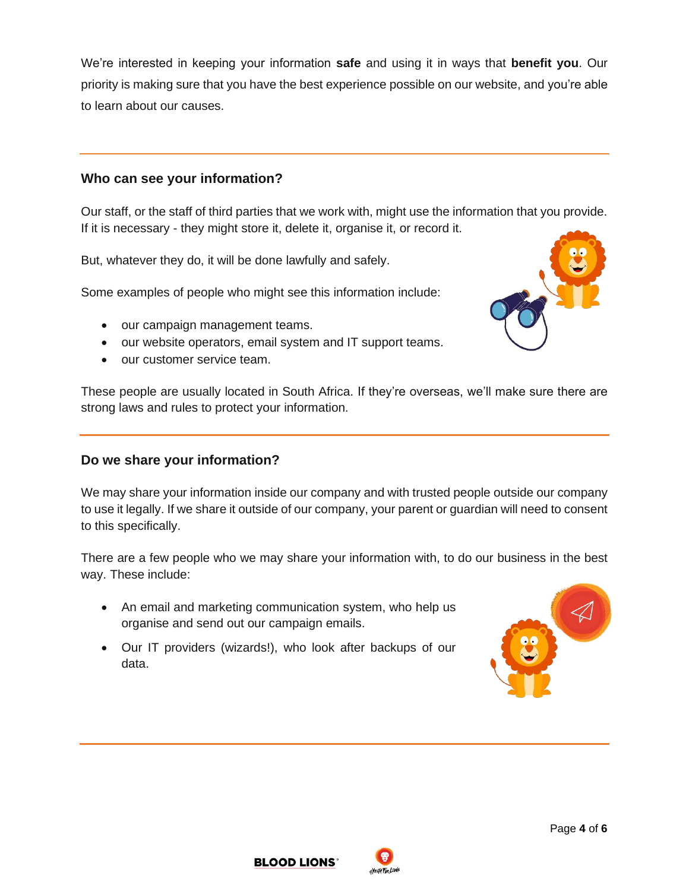We're interested in keeping your information **safe** and using it in ways that **benefit you**. Our priority is making sure that you have the best experience possible on our website, and you're able to learn about our causes.

---

### Who can see your information?

Our staff, or the staff of third parties that we work with, might use the information that you provide. If it is necessary - they might store it, delete it, organise it, or record it.

But, whatever they do, it will be done lawfully and safely.

Some examples of people who might see this information include:

- our campaign management teams.
- our website operators, email system and IT support teams.
- our customer service team.

These people are usually located in South Africa. If they're overseas, we'll make sure there are strong laws and rules to protect your information.

---

### Do we share your information?

We may share your information inside our company and with trusted people outside our company to use it legally. If we share it outside of our company, your parent or guardian will need to consent to this specifically.

There are a few people who we may share your information with, to do our business in the best way. These include:

- An email and marketing communication system, who help us organise and send out our campaign emails.
- Our IT providers (wizards!), who look after backups of our data.

---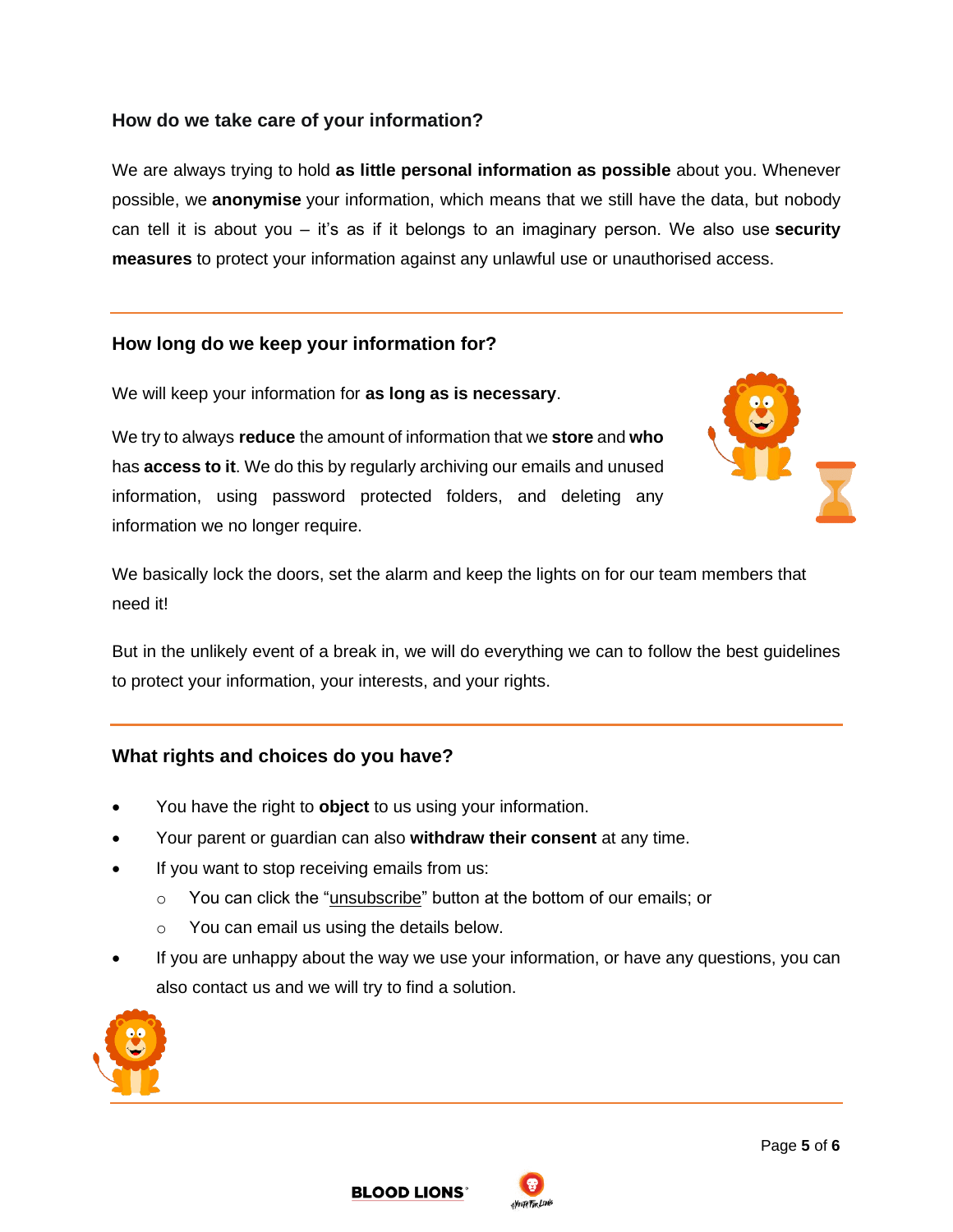## How do we take care of your information?

We are always trying to hold **as little personal information as possible** about you. Whenever possible, we **anonymise** your information, which means that we still have the data, but nobody can tell it is about you – it's as if it belongs to an imaginary person. We also use **security measures** to protect your information against any unlawful use or unauthorised access.

## How long do we keep your information for?

We will keep your information for **as long as is necessary**.

We try to always **reduce** the amount of information that we **store** and **who** has **access to it**. We do this by regularly archiving our emails and unused information, using password protected folders, and deleting any information we no longer require.

We basically lock the doors, set the alarm and keep the lights on for our team members that need it!

But in the unlikely event of a break in, we will do everything we can to follow the best guidelines to protect your information, your interests, and your rights.

## What rights and choices do you have?

- You have the right to **object** to us using your information.
- Your parent or guardian can also **withdraw their consent** at any time.
- If you want to stop receiving emails from us:
  - You can click the "unsubscribe" button at the bottom of our emails; or
  - You can email us using the details below.
- If you are unhappy about the way we use your information, or have any questions, you can also contact us and we will try to find a solution.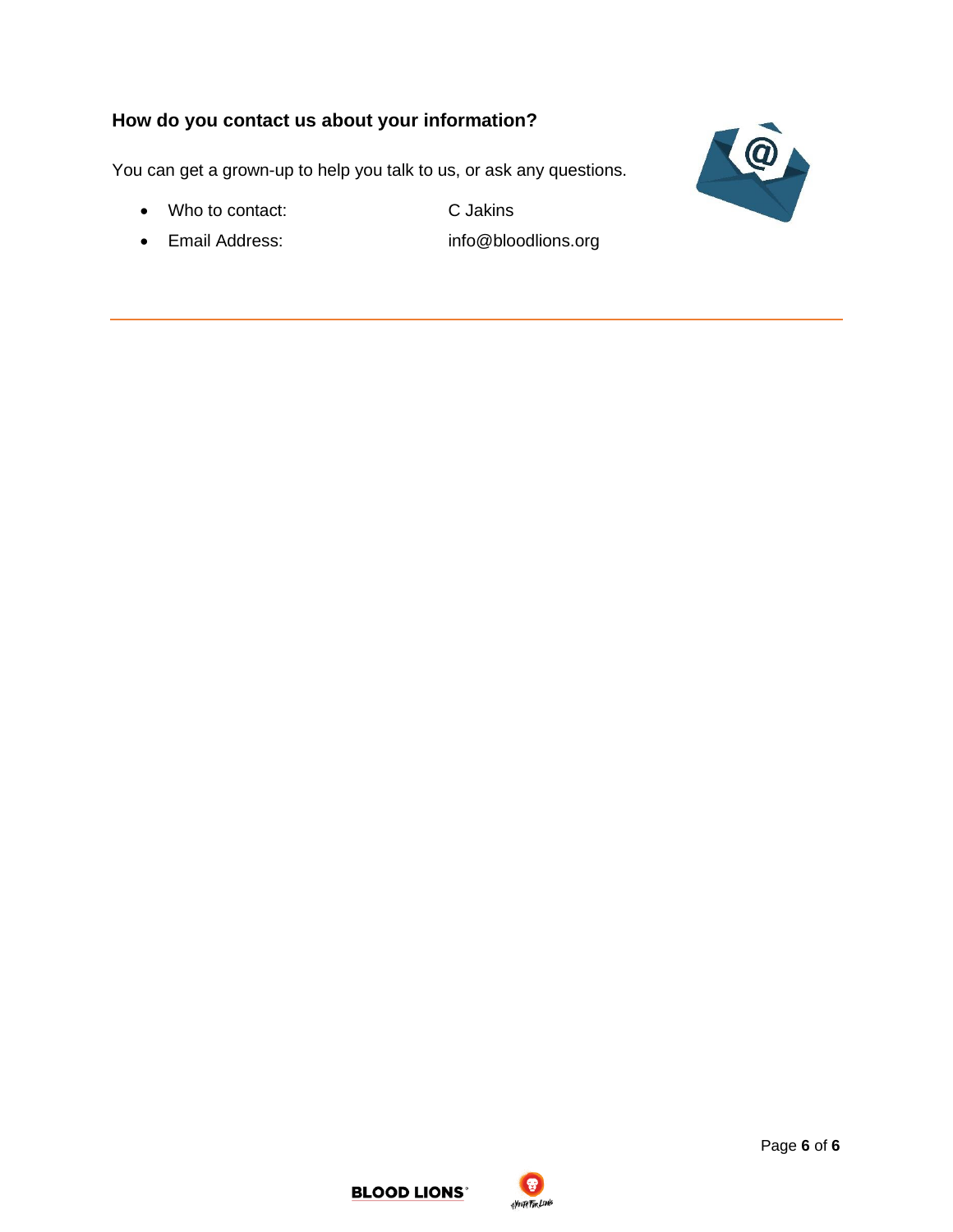## How do you contact us about your information?

You can get a grown-up to help you talk to us, or ask any questions.

- Who to contact: C Jakins
- Email Address: info@bloodlions.org